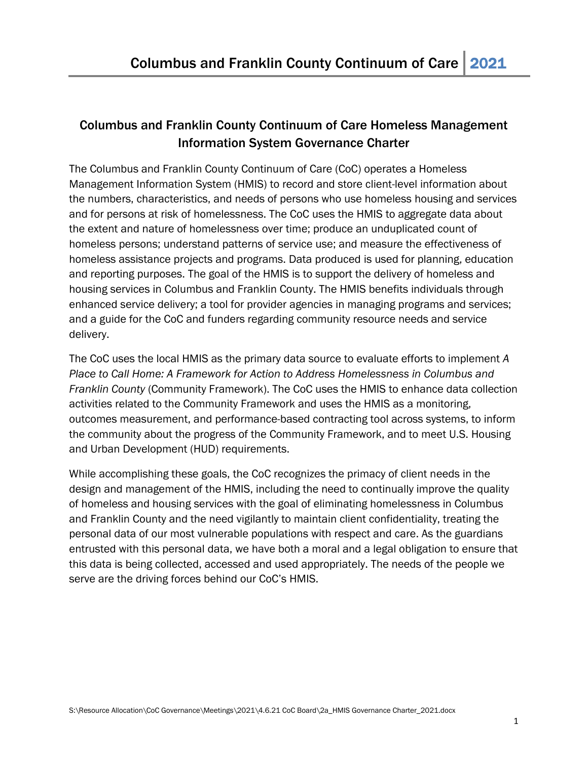## Columbus and Franklin County Continuum of Care Homeless Management Information System Governance Charter

The Columbus and Franklin County Continuum of Care (CoC) operates a Homeless Management Information System (HMIS) to record and store client-level information about the numbers, characteristics, and needs of persons who use homeless housing and services and for persons at risk of homelessness. The CoC uses the HMIS to aggregate data about the extent and nature of homelessness over time; produce an unduplicated count of homeless persons; understand patterns of service use; and measure the effectiveness of homeless assistance projects and programs. Data produced is used for planning, education and reporting purposes. The goal of the HMIS is to support the delivery of homeless and housing services in Columbus and Franklin County. The HMIS benefits individuals through enhanced service delivery; a tool for provider agencies in managing programs and services; and a guide for the CoC and funders regarding community resource needs and service delivery.

The CoC uses the local HMIS as the primary data source to evaluate efforts to implement *A Place to Call Home: A Framework for Action to Address Homelessness in Columbus and Franklin County* (Community Framework). The CoC uses the HMIS to enhance data collection activities related to the Community Framework and uses the HMIS as a monitoring, outcomes measurement, and performance-based contracting tool across systems, to inform the community about the progress of the Community Framework, and to meet U.S. Housing and Urban Development (HUD) requirements.

While accomplishing these goals, the CoC recognizes the primacy of client needs in the design and management of the HMIS, including the need to continually improve the quality of homeless and housing services with the goal of eliminating homelessness in Columbus and Franklin County and the need vigilantly to maintain client confidentiality, treating the personal data of our most vulnerable populations with respect and care. As the guardians entrusted with this personal data, we have both a moral and a legal obligation to ensure that this data is being collected, accessed and used appropriately. The needs of the people we serve are the driving forces behind our CoC's HMIS.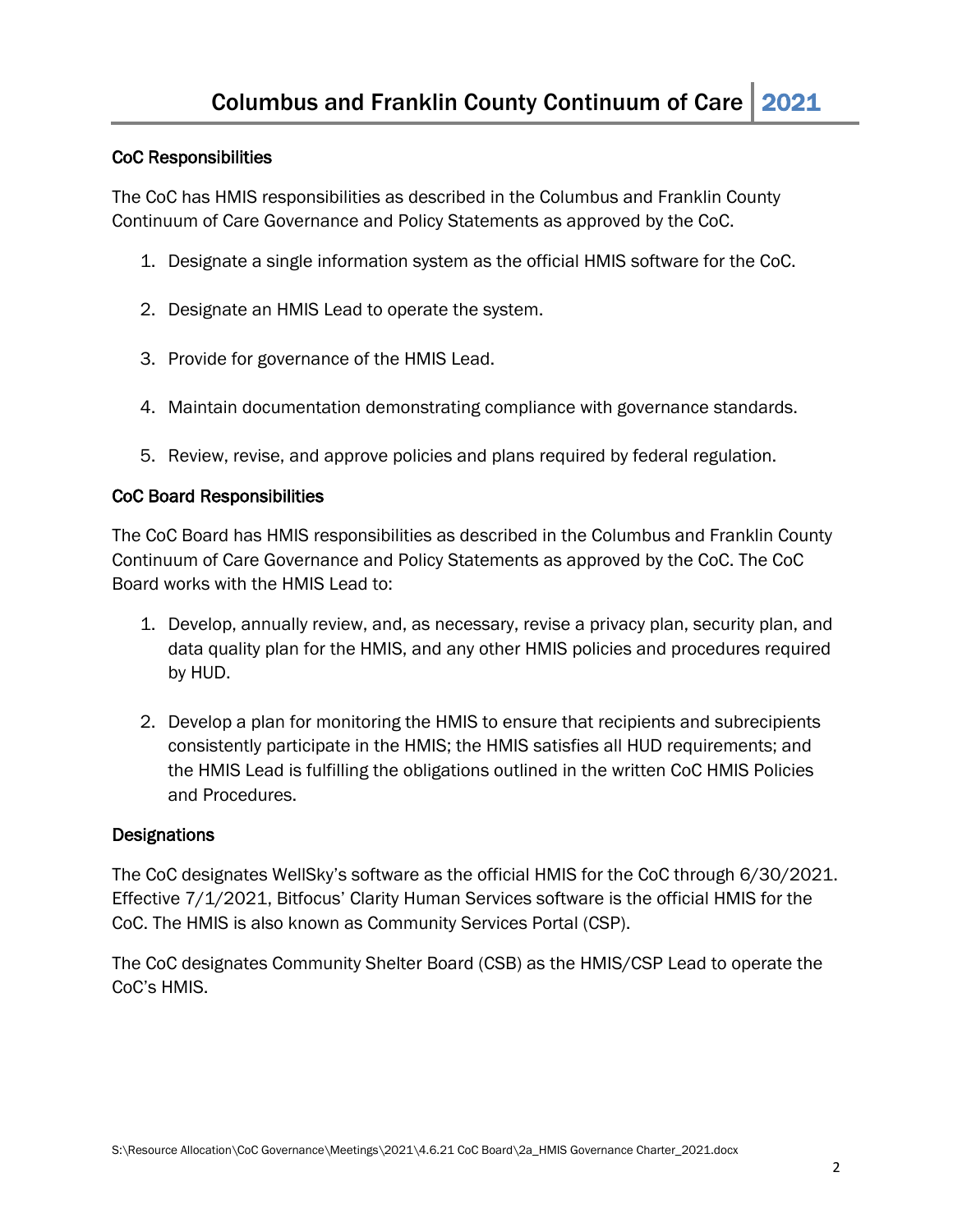## CoC Responsibilities

The CoC has HMIS responsibilities as described in the Columbus and Franklin County Continuum of Care Governance and Policy Statements as approved by the CoC.

1. Designate a single information system as the official HMIS software for the CoC.
2. Designate an HMIS Lead to operate the system.
3. Provide for governance of the HMIS Lead.
4. Maintain documentation demonstrating compliance with governance standards.
5. Review, revise, and approve policies and plans required by federal regulation.

## CoC Board Responsibilities

The CoC Board has HMIS responsibilities as described in the Columbus and Franklin County Continuum of Care Governance and Policy Statements as approved by the CoC. The CoC Board works with the HMIS Lead to:

1. Develop, annually review, and, as necessary, revise a privacy plan, security plan, and data quality plan for the HMIS, and any other HMIS policies and procedures required by HUD.
2. Develop a plan for monitoring the HMIS to ensure that recipients and subrecipients consistently participate in the HMIS; the HMIS satisfies all HUD requirements; and the HMIS Lead is fulfilling the obligations outlined in the written CoC HMIS Policies and Procedures.

## Designations

The CoC designates WellSky's software as the official HMIS for the CoC through 6/30/2021. Effective 7/1/2021, Bitfocus' Clarity Human Services software is the official HMIS for the CoC. The HMIS is also known as Community Services Portal (CSP).

The CoC designates Community Shelter Board (CSB) as the HMIS/CSP Lead to operate the CoC's HMIS.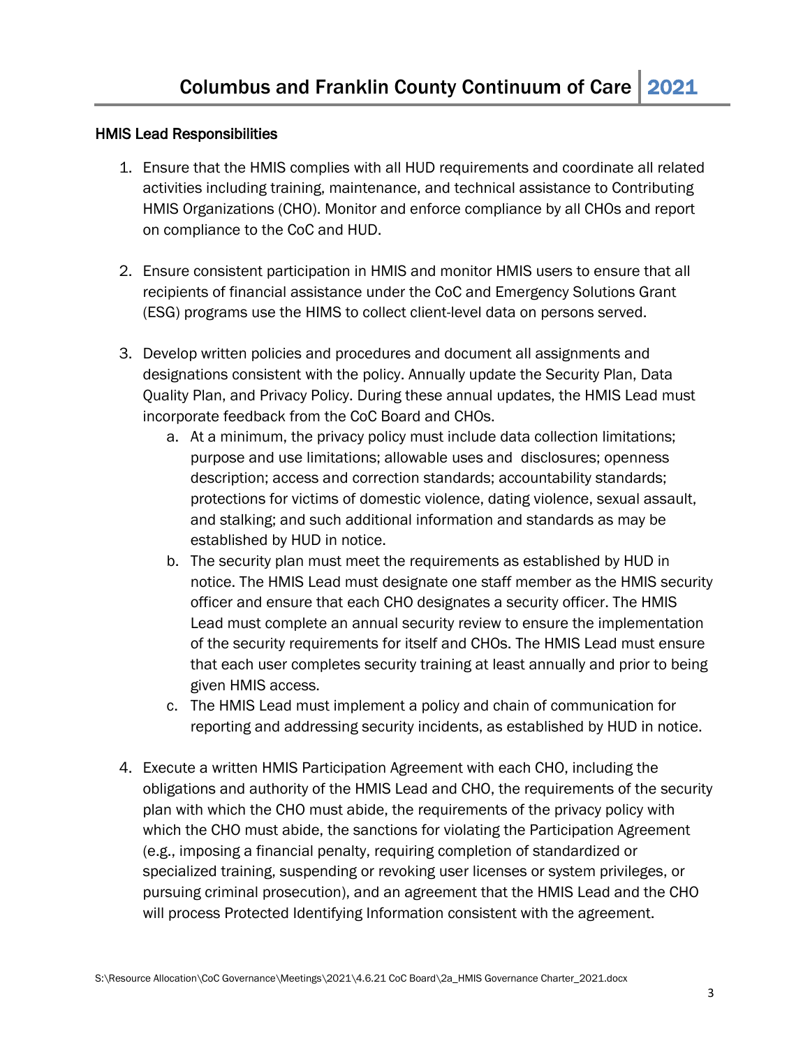### HMIS Lead Responsibilities

1. Ensure that the HMIS complies with all HUD requirements and coordinate all related activities including training, maintenance, and technical assistance to Contributing HMIS Organizations (CHO). Monitor and enforce compliance by all CHOs and report on compliance to the CoC and HUD.

2. Ensure consistent participation in HMIS and monitor HMIS users to ensure that all recipients of financial assistance under the CoC and Emergency Solutions Grant (ESG) programs use the HIMS to collect client-level data on persons served.

3. Develop written policies and procedures and document all assignments and designations consistent with the policy. Annually update the Security Plan, Data Quality Plan, and Privacy Policy. During these annual updates, the HMIS Lead must incorporate feedback from the CoC Board and CHOs.
   a. At a minimum, the privacy policy must include data collection limitations; purpose and use limitations; allowable uses and disclosures; openness description; access and correction standards; accountability standards; protections for victims of domestic violence, dating violence, sexual assault, and stalking; and such additional information and standards as may be established by HUD in notice.
   b. The security plan must meet the requirements as established by HUD in notice. The HMIS Lead must designate one staff member as the HMIS security officer and ensure that each CHO designates a security officer. The HMIS Lead must complete an annual security review to ensure the implementation of the security requirements for itself and CHOs. The HMIS Lead must ensure that each user completes security training at least annually and prior to being given HMIS access.
   c. The HMIS Lead must implement a policy and chain of communication for reporting and addressing security incidents, as established by HUD in notice.

4. Execute a written HMIS Participation Agreement with each CHO, including the obligations and authority of the HMIS Lead and CHO, the requirements of the security plan with which the CHO must abide, the requirements of the privacy policy with which the CHO must abide, the sanctions for violating the Participation Agreement (e.g., imposing a financial penalty, requiring completion of standardized or specialized training, suspending or revoking user licenses or system privileges, or pursuing criminal prosecution), and an agreement that the HMIS Lead and the CHO will process Protected Identifying Information consistent with the agreement.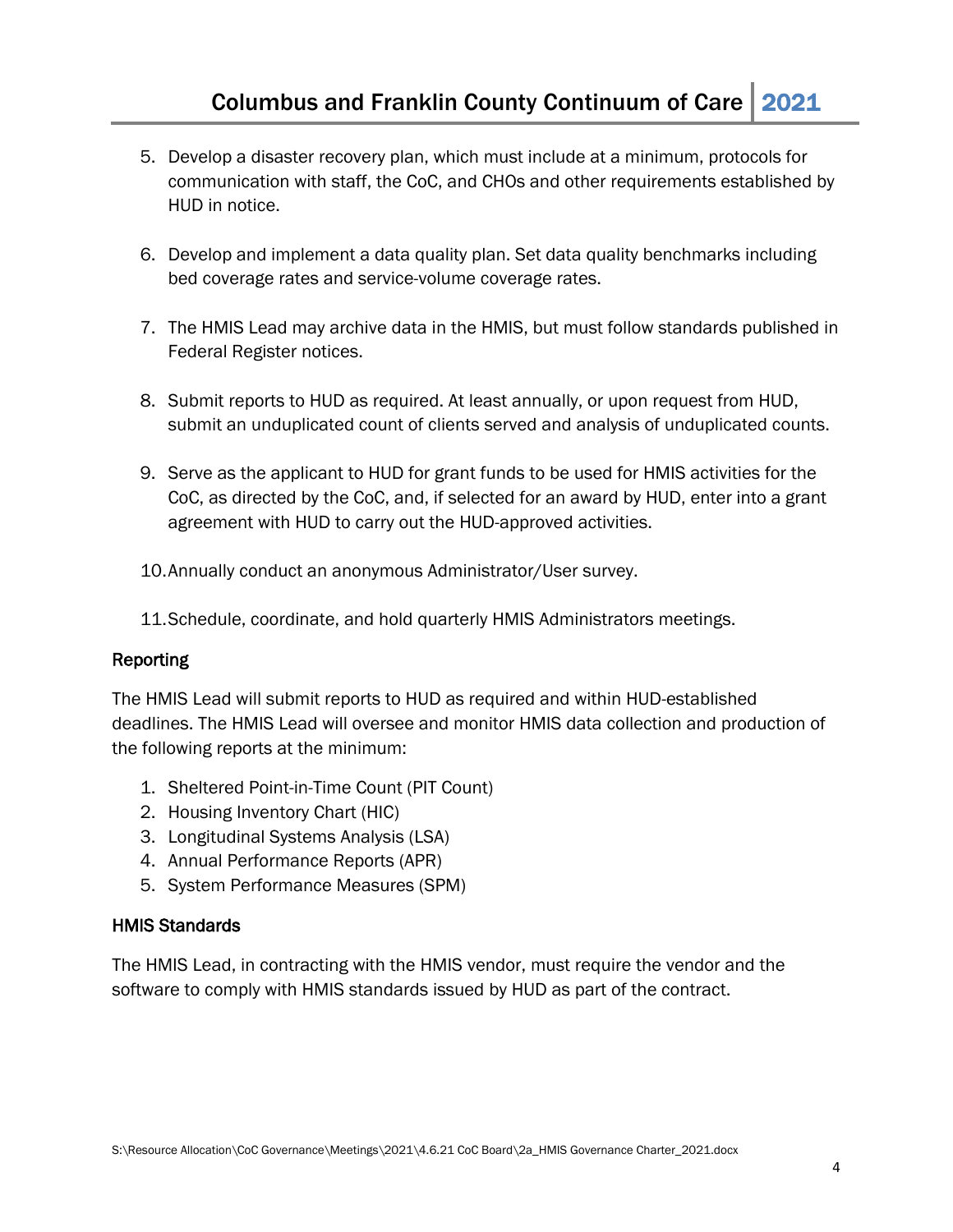5. Develop a disaster recovery plan, which must include at a minimum, protocols for communication with staff, the CoC, and CHOs and other requirements established by HUD in notice.

6. Develop and implement a data quality plan. Set data quality benchmarks including bed coverage rates and service-volume coverage rates.

7. The HMIS Lead may archive data in the HMIS, but must follow standards published in Federal Register notices.

8. Submit reports to HUD as required. At least annually, or upon request from HUD, submit an unduplicated count of clients served and analysis of unduplicated counts.

9. Serve as the applicant to HUD for grant funds to be used for HMIS activities for the CoC, as directed by the CoC, and, if selected for an award by HUD, enter into a grant agreement with HUD to carry out the HUD-approved activities.

10. Annually conduct an anonymous Administrator/User survey.

11. Schedule, coordinate, and hold quarterly HMIS Administrators meetings.

### Reporting

The HMIS Lead will submit reports to HUD as required and within HUD-established deadlines. The HMIS Lead will oversee and monitor HMIS data collection and production of the following reports at the minimum:

1. Sheltered Point-in-Time Count (PIT Count)
2. Housing Inventory Chart (HIC)
3. Longitudinal Systems Analysis (LSA)
4. Annual Performance Reports (APR)
5. System Performance Measures (SPM)

### HMIS Standards

The HMIS Lead, in contracting with the HMIS vendor, must require the vendor and the software to comply with HMIS standards issued by HUD as part of the contract.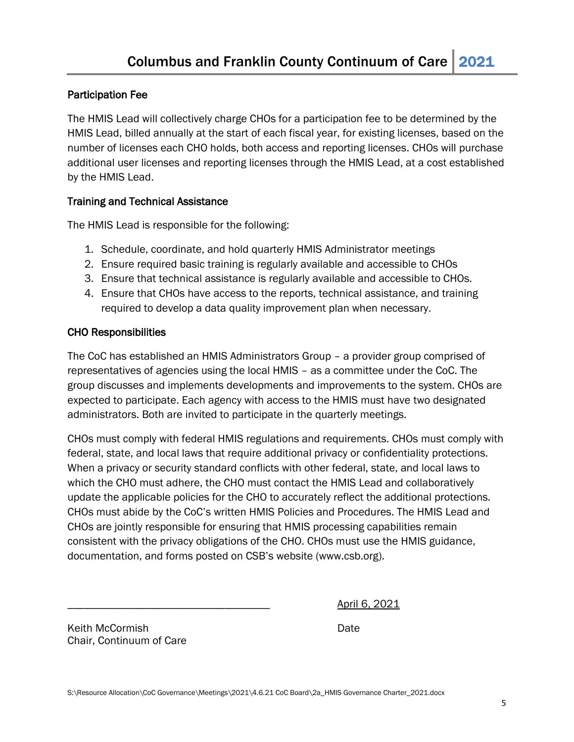### Participation Fee

The HMIS Lead will collectively charge CHOs for a participation fee to be determined by the HMIS Lead, billed annually at the start of each fiscal year, for existing licenses, based on the number of licenses each CHO holds, both access and reporting licenses. CHOs will purchase additional user licenses and reporting licenses through the HMIS Lead, at a cost established by the HMIS Lead.

### Training and Technical Assistance

The HMIS Lead is responsible for the following:

1. Schedule, coordinate, and hold quarterly HMIS Administrator meetings
2. Ensure required basic training is regularly available and accessible to CHOs
3. Ensure that technical assistance is regularly available and accessible to CHOs.
4. Ensure that CHOs have access to the reports, technical assistance, and training required to develop a data quality improvement plan when necessary.

### CHO Responsibilities

The CoC has established an HMIS Administrators Group – a provider group comprised of representatives of agencies using the local HMIS – as a committee under the CoC. The group discusses and implements developments and improvements to the system. CHOs are expected to participate. Each agency with access to the HMIS must have two designated administrators. Both are invited to participate in the quarterly meetings.

CHOs must comply with federal HMIS regulations and requirements. CHOs must comply with federal, state, and local laws that require additional privacy or confidentiality protections. When a privacy or security standard conflicts with other federal, state, and local laws to which the CHO must adhere, the CHO must contact the HMIS Lead and collaboratively update the applicable policies for the CHO to accurately reflect the additional protections. CHOs must abide by the CoC's written HMIS Policies and Procedures. The HMIS Lead and CHOs are jointly responsible for ensuring that HMIS processing capabilities remain consistent with the privacy obligations of the CHO. CHOs must use the HMIS guidance, documentation, and forms posted on CSB's website (www.csb.org).

___________________________________ April 6, 2021

Keith McCormish
Chair, Continuum of Care

Date

S:\Resource Allocation\CoC Governance\Meetings\2021\4.6.21 CoC Board\2a_HMIS Governance Charter_2021.docx